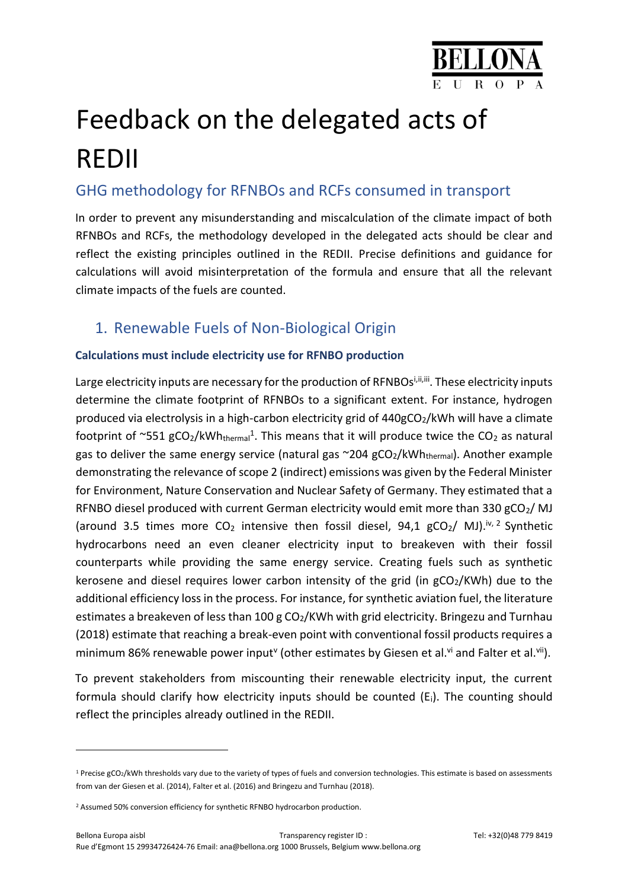# Feedback on the delegated acts of REDII

## GHG methodology for RFNBOs and RCFs consumed in transport

In order to prevent any misunderstanding and miscalculation of the climate impact of both RFNBOs and RCFs, the methodology developed in the delegated acts should be clear and reflect the existing principles outlined in the REDII. Precise definitions and guidance for calculations will avoid misinterpretation of the formula and ensure that all the relevant climate impacts of the fuels are counted.

## 1. Renewable Fuels of Non-Biological Origin

**Calculations must include electricity use for RFNBO production**

Large electricity inputs are necessary for the production of RFNBOs[i,ii,iii]. These electricity inputs determine the climate footprint of RFNBOs to a significant extent. For instance, hydrogen produced via electrolysis in a high-carbon electricity grid of 440g$CO_2$/kWh will have a climate footprint of ~551 g$CO_2$/kWh$_{thermal}$[1]. This means that it will produce twice the $CO_2$ as natural gas to deliver the same energy service (natural gas ~204 g$CO_2$/kWh$_{thermal}$). Another example demonstrating the relevance of scope 2 (indirect) emissions was given by the Federal Minister for Environment, Nature Conservation and Nuclear Safety of Germany. They estimated that a RFNBO diesel produced with current German electricity would emit more than 330 g$CO_2$/ MJ (around 3.5 times more $CO_2$ intensive then fossil diesel, 94,1 g$CO_2$/ MJ).[iv, 2] Synthetic hydrocarbons need an even cleaner electricity input to breakeven with their fossil counterparts while providing the same energy service. Creating fuels such as synthetic kerosene and diesel requires lower carbon intensity of the grid (in g$CO_2$/KWh) due to the additional efficiency loss in the process. For instance, for synthetic aviation fuel, the literature estimates a breakeven of less than 100 g $CO_2$/KWh with grid electricity. Bringezu and Turnhau (2018) estimate that reaching a break-even point with conventional fossil products requires a minimum 86% renewable power input[v] (other estimates by Giesen et al.[vi] and Falter et al.[vii]).

To prevent stakeholders from miscounting their renewable electricity input, the current formula should clarify how electricity inputs should be counted ($E_i$). The counting should reflect the principles already outlined in the REDII.

---

[1] Precise g$CO_2$/kWh thresholds vary due to the variety of types of fuels and conversion technologies. This estimate is based on assessments from van der Giesen et al. (2014), Falter et al. (2016) and Bringezu and Turnhau (2018).

[2] Assumed 50% conversion efficiency for synthetic RFNBO hydrocarbon production.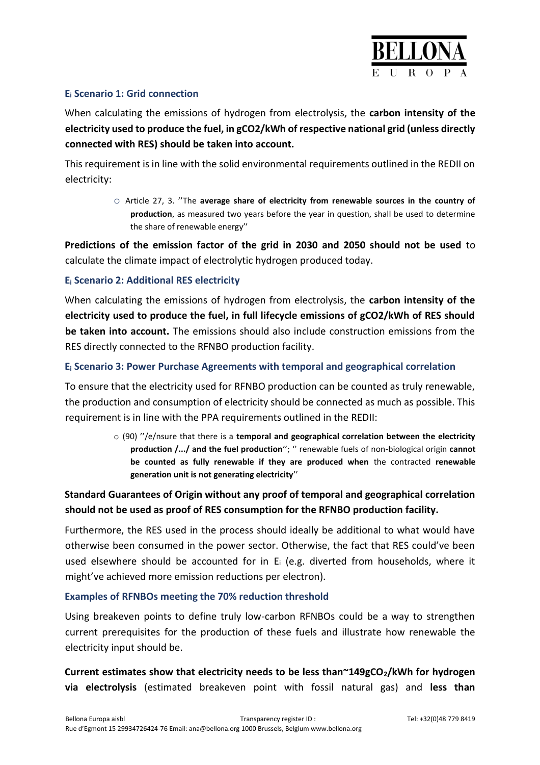### $E_i$ Scenario 1: Grid connection

When calculating the emissions of hydrogen from electrolysis, the **carbon intensity of the electricity used to produce the fuel, in gCO2/kWh of respective national grid (unless directly connected with RES) should be taken into account.**

This requirement is in line with the solid environmental requirements outlined in the REDII on electricity:

- Article 27, 3. ''The **average share of electricity from renewable sources in the country of production**, as measured two years before the year in question, shall be used to determine the share of renewable energy''

**Predictions of the emission factor of the grid in 2030 and 2050 should not be used** to calculate the climate impact of electrolytic hydrogen produced today.

### $E_i$ Scenario 2: Additional RES electricity

When calculating the emissions of hydrogen from electrolysis, the **carbon intensity of the electricity used to produce the fuel, in full lifecycle emissions of gCO2/kWh of RES should be taken into account.** The emissions should also include construction emissions from the RES directly connected to the RFNBO production facility.

### $E_i$ Scenario 3: Power Purchase Agreements with temporal and geographical correlation

To ensure that the electricity used for RFNBO production can be counted as truly renewable, the production and consumption of electricity should be connected as much as possible. This requirement is in line with the PPA requirements outlined in the REDII:

- (90) ''/e/nsure that there is a **temporal and geographical correlation between the electricity production /.../ and the fuel production**''; '' renewable fuels of non-biological origin **cannot be counted as fully renewable if they are produced when** the contracted **renewable generation unit is not generating electricity**''

**Standard Guarantees of Origin without any proof of temporal and geographical correlation should not be used as proof of RES consumption for the RFNBO production facility.**

Furthermore, the RES used in the process should ideally be additional to what would have otherwise been consumed in the power sector. Otherwise, the fact that RES could've been used elsewhere should be accounted for in $E_i$ (e.g. diverted from households, where it might've achieved more emission reductions per electron).

### Examples of RFNBOs meeting the 70% reduction threshold

Using breakeven points to define truly low-carbon RFNBOs could be a way to strengthen current prerequisites for the production of these fuels and illustrate how renewable the electricity input should be.

**Current estimates show that electricity needs to be less than~149g$CO_2$/kWh for hydrogen via electrolysis** (estimated breakeven point with fossil natural gas) and **less than**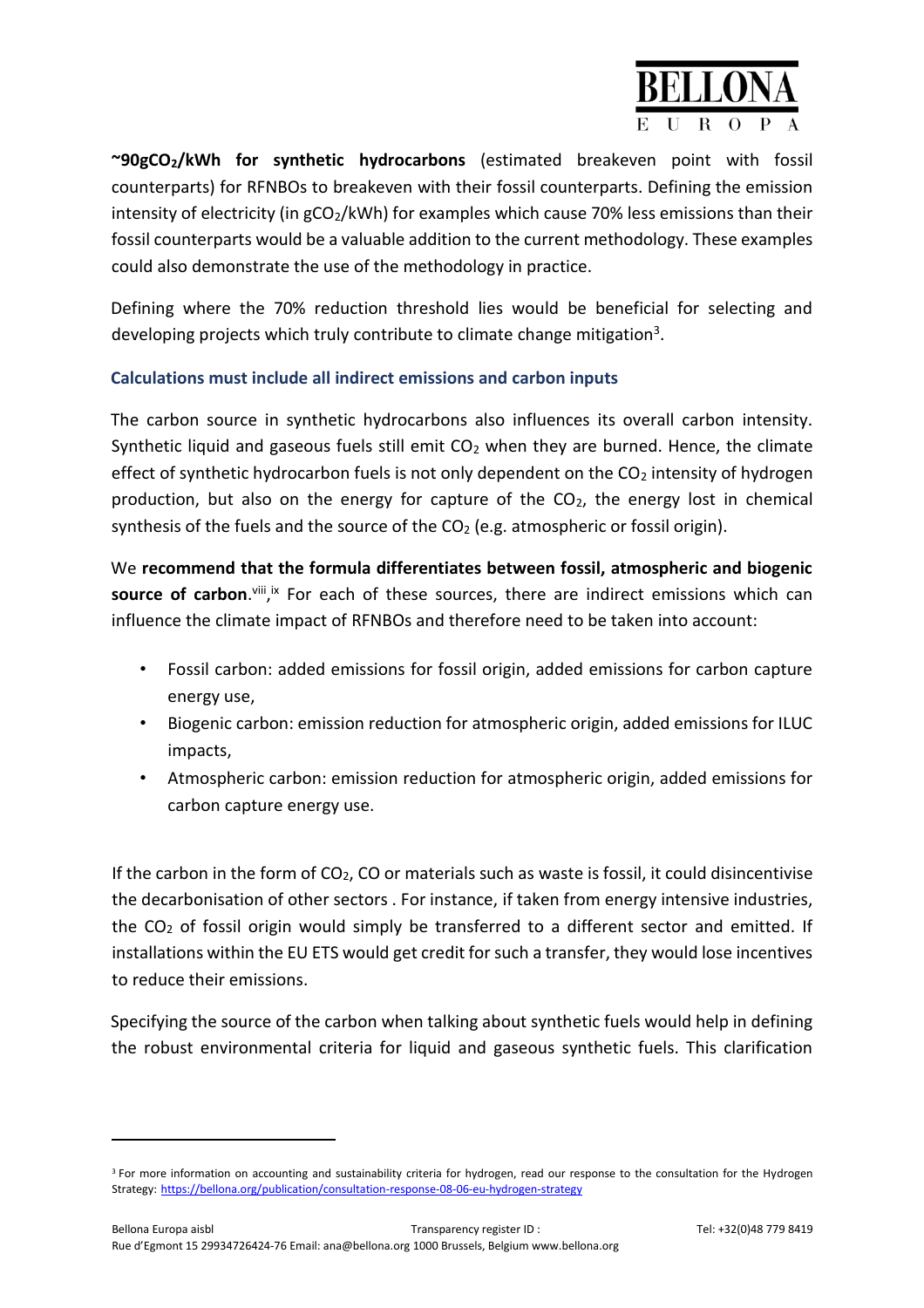**~90gCO$_2$/kWh for synthetic hydrocarbons** (estimated breakeven point with fossil counterparts) for RFNBOs to breakeven with their fossil counterparts. Defining the emission intensity of electricity (in gCO$_2$/kWh) for examples which cause 70% less emissions than their fossil counterparts would be a valuable addition to the current methodology. These examples could also demonstrate the use of the methodology in practice.

Defining where the 70% reduction threshold lies would be beneficial for selecting and developing projects which truly contribute to climate change mitigation[3].

### Calculations must include all indirect emissions and carbon inputs

The carbon source in synthetic hydrocarbons also influences its overall carbon intensity. Synthetic liquid and gaseous fuels still emit $CO_2$ when they are burned. Hence, the climate effect of synthetic hydrocarbon fuels is not only dependent on the $CO_2$ intensity of hydrogen production, but also on the energy for capture of the $CO_2$, the energy lost in chemical synthesis of the fuels and the source of the $CO_2$ (e.g. atmospheric or fossil origin).

We **recommend that the formula differentiates between fossil, atmospheric and biogenic source of carbon**.[viii],[ix] For each of these sources, there are indirect emissions which can influence the climate impact of RFNBOs and therefore need to be taken into account:

- Fossil carbon: added emissions for fossil origin, added emissions for carbon capture energy use,
- Biogenic carbon: emission reduction for atmospheric origin, added emissions for ILUC impacts,
- Atmospheric carbon: emission reduction for atmospheric origin, added emissions for carbon capture energy use.

If the carbon in the form of $CO_2$, CO or materials such as waste is fossil, it could disincentivise the decarbonisation of other sectors . For instance, if taken from energy intensive industries, the $CO_2$ of fossil origin would simply be transferred to a different sector and emitted. If installations within the EU ETS would get credit for such a transfer, they would lose incentives to reduce their emissions.

Specifying the source of the carbon when talking about synthetic fuels would help in defining the robust environmental criteria for liquid and gaseous synthetic fuels. This clarification

[3] For more information on accounting and sustainability criteria for hydrogen, read our response to the consultation for the Hydrogen Strategy: https://bellona.org/publication/consultation-response-08-06-eu-hydrogen-strategy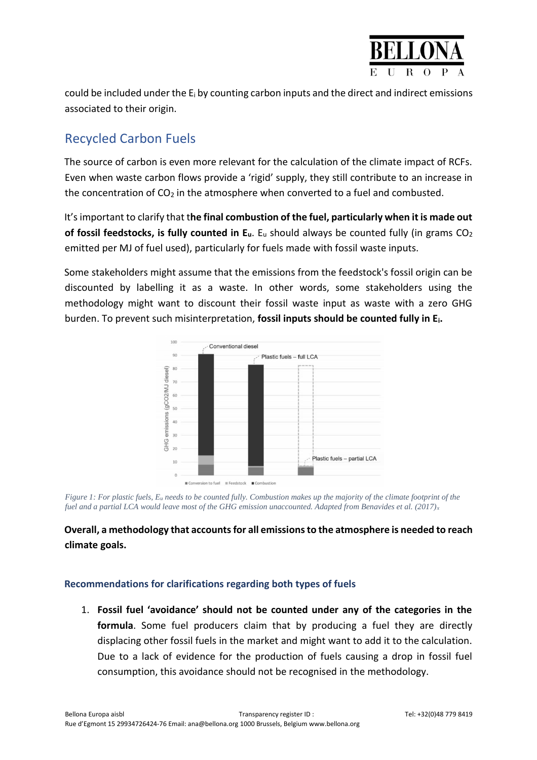could be included under the $E_i$ by counting carbon inputs and the direct and indirect emissions associated to their origin.

## Recycled Carbon Fuels

The source of carbon is even more relevant for the calculation of the climate impact of RCFs. Even when waste carbon flows provide a 'rigid' supply, they still contribute to an increase in the concentration of $CO_2$ in the atmosphere when converted to a fuel and combusted.

It's important to clarify that t**he final combustion of the fuel, particularly when it is made out of fossil feedstocks, is fully counted in $E_u$**. $E_u$ should always be counted fully (in grams $CO_2$ emitted per MJ of fuel used), particularly for fuels made with fossil waste inputs.

Some stakeholders might assume that the emissions from the feedstock's fossil origin can be discounted by labelling it as a waste. In other words, some stakeholders using the methodology might want to discount their fossil waste input as waste with a zero GHG burden. To prevent such misinterpretation, **fossil inputs should be counted fully in $E_i$.**

*Figure 1: For plastic fuels, $E_u$ needs to be counted fully. Combustion makes up the majority of the climate footprint of the fuel and a partial LCA would leave most of the GHG emission unaccounted. Adapted from Benavides et al. (2017)[x]*

**Overall, a methodology that accounts for all emissions to the atmosphere is needed to reach climate goals.**

### Recommendations for clarifications regarding both types of fuels

1. **Fossil fuel 'avoidance' should not be counted under any of the categories in the formula**. Some fuel producers claim that by producing a fuel they are directly displacing other fossil fuels in the market and might want to add it to the calculation. Due to a lack of evidence for the production of fuels causing a drop in fossil fuel consumption, this avoidance should not be recognised in the methodology.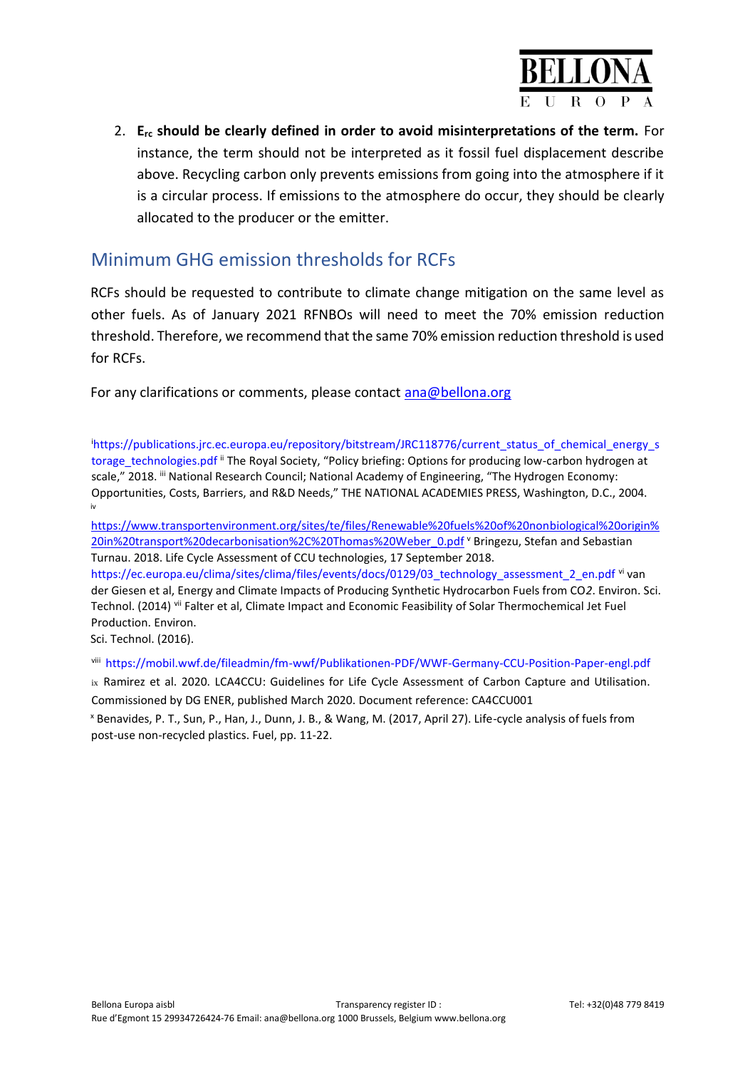2. **$E_{rc}$ should be clearly defined in order to avoid misinterpretations of the term.** For instance, the term should not be interpreted as it fossil fuel displacement describe above. Recycling carbon only prevents emissions from going into the atmosphere if it is a circular process. If emissions to the atmosphere do occur, they should be clearly allocated to the producer or the emitter.

## Minimum GHG emission thresholds for RCFs

RCFs should be requested to contribute to climate change mitigation on the same level as other fuels. As of January 2021 RFNBOs will need to meet the 70% emission reduction threshold. Therefore, we recommend that the same 70% emission reduction threshold is used for RCFs.

For any clarifications or comments, please contact ana@bellona.org

[i] https://publications.jrc.ec.europa.eu/repository/bitstream/JRC118776/current_status_of_chemical_energy_storage_technologies.pdf [ii] The Royal Society, "Policy briefing: Options for producing low-carbon hydrogen at scale," 2018. [iii] National Research Council; National Academy of Engineering, "The Hydrogen Economy: Opportunities, Costs, Barriers, and R&D Needs," THE NATIONAL ACADEMIES PRESS, Washington, D.C., 2004. [iv] https://www.transportenvironment.org/sites/te/files/Renewable%20fuels%20of%20nonbiological%20origin%20in%20transport%20decarbonisation%2C%20Thomas%20Weber_0.pdf [v] Bringezu, Stefan and Sebastian Turnau. 2018. Life Cycle Assessment of CCU technologies, 17 September 2018. https://ec.europa.eu/clima/sites/clima/files/events/docs/0129/03_technology_assessment_2_en.pdf [vi] van der Giesen et al, Energy and Climate Impacts of Producing Synthetic Hydrocarbon Fuels from CO*2*. Environ. Sci. Technol. (2014) [vii] Falter et al, Climate Impact and Economic Feasibility of Solar Thermochemical Jet Fuel Production. Environ. Sci. Technol. (2016).

[viii] https://mobil.wwf.de/fileadmin/fm-wwf/Publikationen-PDF/WWF-Germany-CCU-Position-Paper-engl.pdf

[ix] Ramirez et al. 2020. LCA4CCU: Guidelines for Life Cycle Assessment of Carbon Capture and Utilisation. Commissioned by DG ENER, published March 2020. Document reference: CA4CCU001

[x] Benavides, P. T., Sun, P., Han, J., Dunn, J. B., & Wang, M. (2017, April 27). Life-cycle analysis of fuels from post-use non-recycled plastics. Fuel, pp. 11-22.